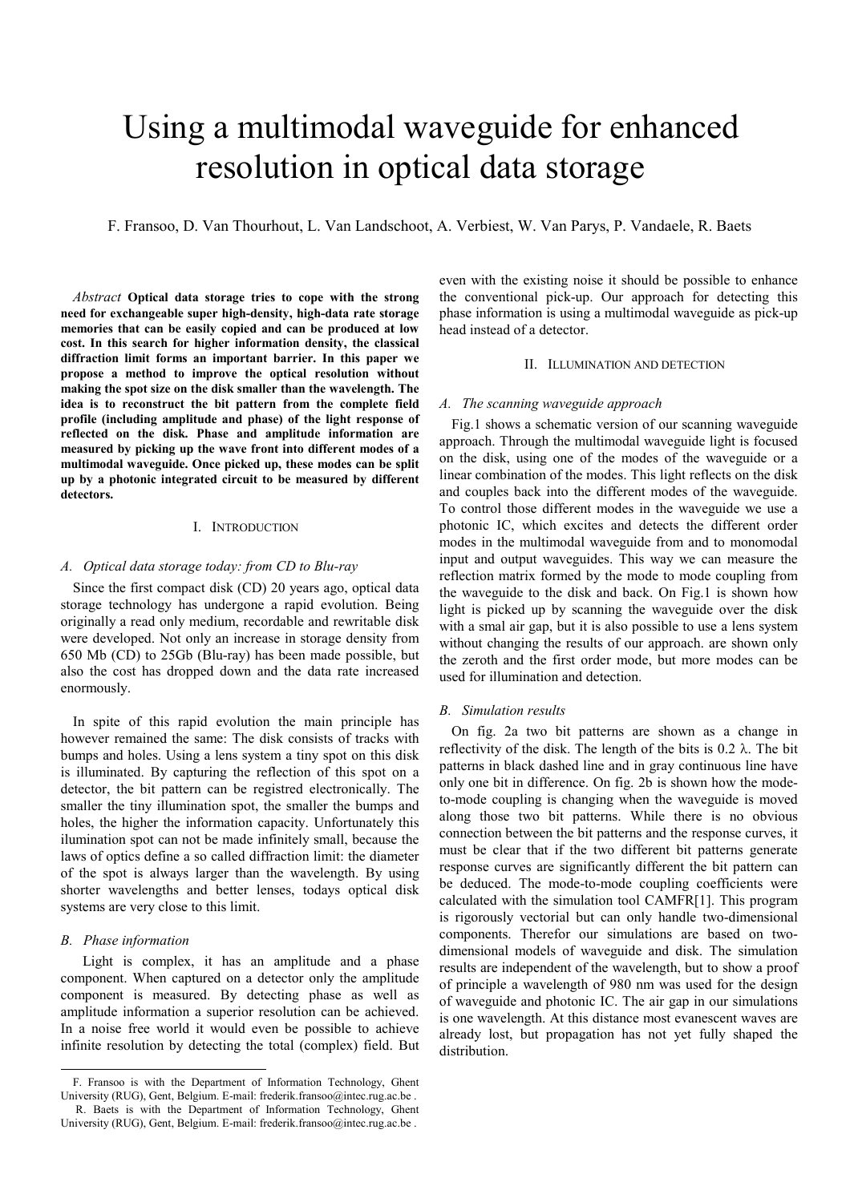# Using a multimodal waveguide for enhanced resolution in optical data storage

F. Fransoo, D. Van Thourhout, L. Van Landschoot, A. Verbiest, W. Van Parys, P. Vandaele, R. Baets

*Abstract* **Optical data storage tries to cope with the strong need for exchangeable super high-density, high-data rate storage memories that can be easily copied and can be produced at low cost. In this search for higher information density, the classical diffraction limit forms an important barrier. In this paper we propose a method to improve the optical resolution without making the spot size on the disk smaller than the wavelength. The idea is to reconstruct the bit pattern from the complete field profile (including amplitude and phase) of the light response of reflected on the disk. Phase and amplitude information are measured by picking up the wave front into different modes of a multimodal waveguide. Once picked up, these modes can be split up by a photonic integrated circuit to be measured by different detectors.**

## I. Introduction

### A. Optical data storage today: from CD to Blu-ray

Since the first compact disk (CD) 20 years ago, optical data storage technology has undergone a rapid evolution. Being originally a read only medium, recordable and rewritable disk were developed. Not only an increase in storage density from 650 Mb (CD) to 25Gb (Blu-ray) has been made possible, but also the cost has dropped down and the data rate increased enormously.

In spite of this rapid evolution the main principle has however remained the same: The disk consists of tracks with bumps and holes. Using a lens system a tiny spot on this disk is illuminated. By capturing the reflection of this spot on a detector, the bit pattern can be registred electronically. The smaller the tiny illumination spot, the smaller the bumps and holes, the higher the information capacity. Unfortunately this ilumination spot can not be made infinitely small, because the laws of optics define a so called diffraction limit: the diameter of the spot is always larger than the wavelength. By using shorter wavelengths and better lenses, todays optical disk systems are very close to this limit.

### B. Phase information

Light is complex, it has an amplitude and a phase component. When captured on a detector only the amplitude component is measured. By detecting phase as well as amplitude information a superior resolution can be achieved. In a noise free world it would even be possible to achieve infinite resolution by detecting the total (complex) field. But even with the existing noise it should be possible to enhance the conventional pick-up. Our approach for detecting this phase information is using a multimodal waveguide as pick-up head instead of a detector.

F. Fransoo is with the Department of Information Technology, Ghent University (RUG), Gent, Belgium. E-mail: frederik.fransoo@intec.rug.ac.be .
R. Baets is with the Department of Information Technology, Ghent University (RUG), Gent, Belgium. E-mail: frederik.fransoo@intec.rug.ac.be .

## II. Illumination and detection

### A. The scanning waveguide approach

Fig.1 shows a schematic version of our scanning waveguide approach. Through the multimodal waveguide light is focused on the disk, using one of the modes of the waveguide or a linear combination of the modes. This light reflects on the disk and couples back into the different modes of the waveguide. To control those different modes in the waveguide we use a photonic IC, which excites and detects the different order modes in the multimodal waveguide from and to monomodal input and output waveguides. This way we can measure the reflection matrix formed by the mode to mode coupling from the waveguide to the disk and back. On Fig.1 is shown how light is picked up by scanning the waveguide over the disk with a smal air gap, but it is also possible to use a lens system without changing the results of our approach. are shown only the zeroth and the first order mode, but more modes can be used for illumination and detection.

### B. Simulation results

On fig. 2a two bit patterns are shown as a change in reflectivity of the disk. The length of the bits is 0.2 $\lambda$. The bit patterns in black dashed line and in gray continuous line have only one bit in difference. On fig. 2b is shown how the mode-to-mode coupling is changing when the waveguide is moved along those two bit patterns. While there is no obvious connection between the bit patterns and the response curves, it must be clear that if the two different bit patterns generate response curves are significantly different the bit pattern can be deduced. The mode-to-mode coupling coefficients were calculated with the simulation tool CAMFR[1]. This program is rigorously vectorial but can only handle two-dimensional components. Therefor our simulations are based on two-dimensional models of waveguide and disk. The simulation results are independent of the wavelength, but to show a proof of principle a wavelength of 980 nm was used for the design of waveguide and photonic IC. The air gap in our simulations is one wavelength. At this distance most evanescent waves are already lost, but propagation has not yet fully shaped the distribution.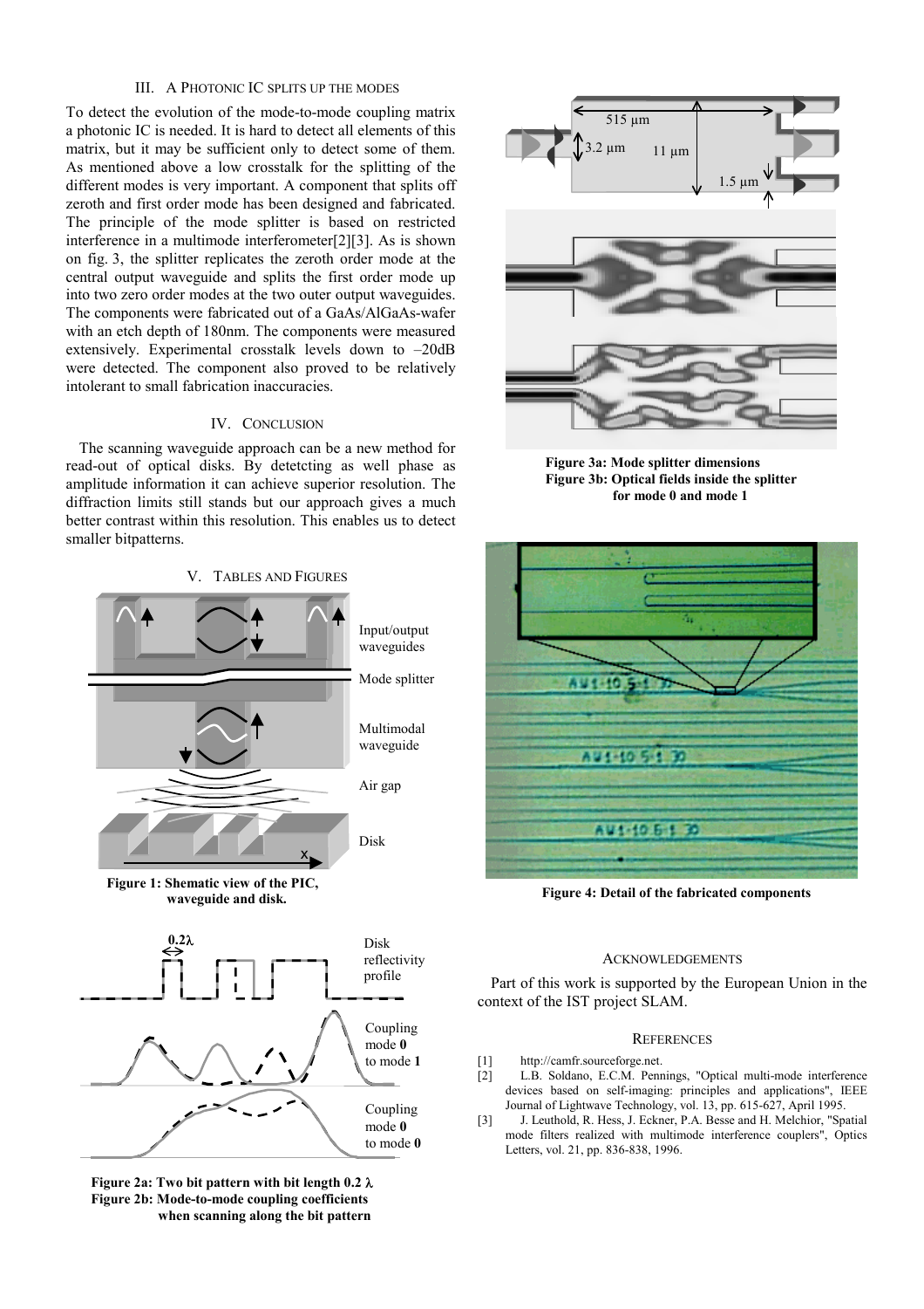## III. A PHOTONIC IC SPLITS UP THE MODES

To detect the evolution of the mode-to-mode coupling matrix a photonic IC is needed. It is hard to detect all elements of this matrix, but it may be sufficient only to detect some of them. As mentioned above a low crosstalk for the splitting of the different modes is very important. A component that splits off zeroth and first order mode has been designed and fabricated. The principle of the mode splitter is based on restricted interference in a multimode interferometer[2][3]. As is shown on fig. 3, the splitter replicates the zeroth order mode at the central output waveguide and splits the first order mode up into two zero order modes at the two outer output waveguides. The components were fabricated out of a GaAs/AlGaAs-wafer with an etch depth of 180nm. The components were measured extensively. Experimental crosstalk levels down to –20dB were detected. The component also proved to be relatively intolerant to small fabrication inaccuracies.

## IV. CONCLUSION

The scanning waveguide approach can be a new method for read-out of optical disks. By detetcting as well phase as amplitude information it can achieve superior resolution. The diffraction limits still stands but our approach gives a much better contrast within this resolution. This enables us to detect smaller bitpatterns.

## V. TABLES AND FIGURES

Input/output waveguides

Mode splitter

Multimodal waveguide

Air gap

Disk

x

**Figure 1: Shematic view of the PIC, waveguide and disk.**

0.2λ

Disk reflectivity profile

Coupling mode **0** to mode **1**

Coupling mode **0** to mode **0**

**Figure 2a: Two bit pattern with bit length 0.2 λ**
**Figure 2b: Mode-to-mode coupling coefficients when scanning along the bit pattern**

515 µm

3.2 µm

11 µm

1.5 µm

**Figure 3a: Mode splitter dimensions**
**Figure 3b: Optical fields inside the splitter for mode 0 and mode 1**

**Figure 4: Detail of the fabricated components**

## ACKNOWLEDGEMENTS

Part of this work is supported by the European Union in the context of the IST project SLAM.

## REFERENCES

[1] http://camfr.sourceforge.net.

[2] L.B. Soldano, E.C.M. Pennings, "Optical multi-mode interference devices based on self-imaging: principles and applications", IEEE Journal of Lightwave Technology, vol. 13, pp. 615-627, April 1995.

[3] J. Leuthold, R. Hess, J. Eckner, P.A. Besse and H. Melchior, "Spatial mode filters realized with multimode interference couplers", Optics Letters, vol. 21, pp. 836-838, 1996.